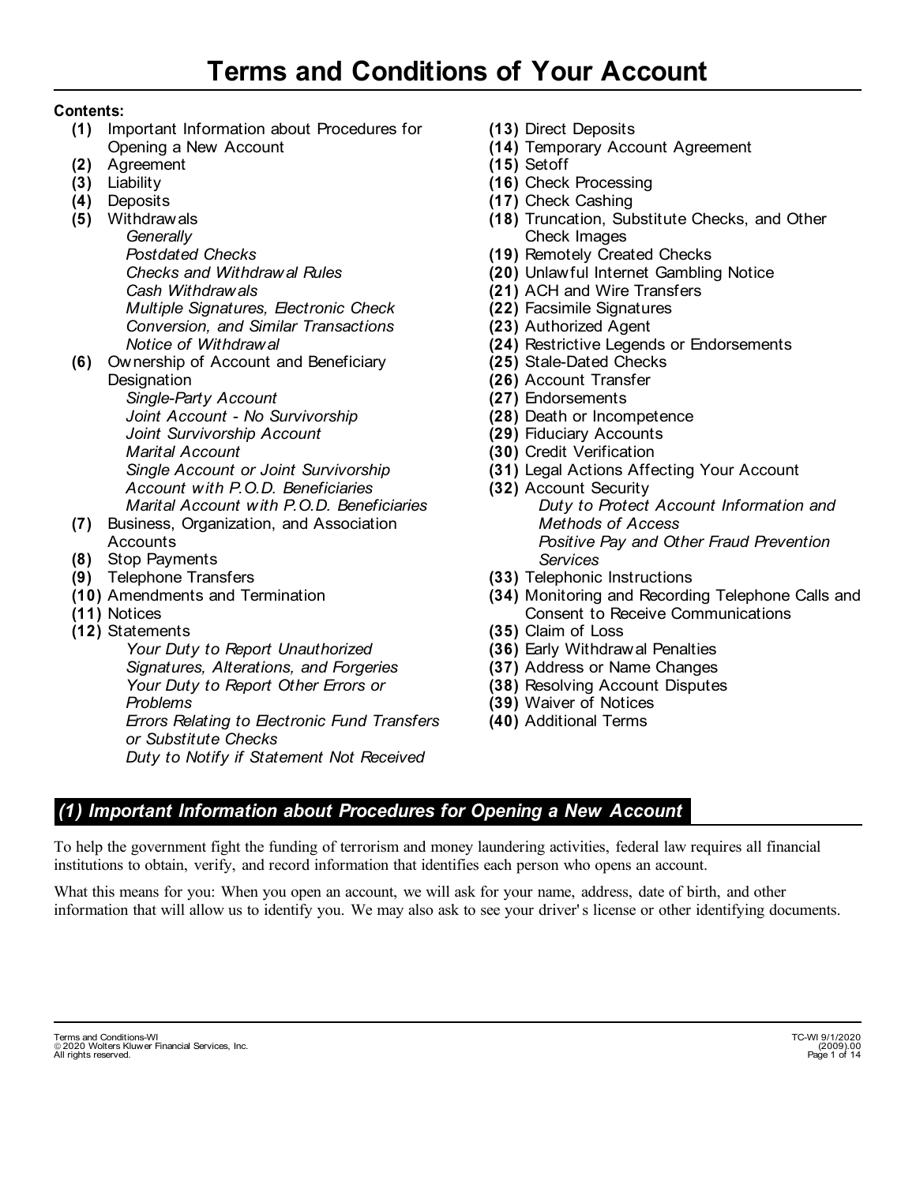# Terms and Conditions of Your Account

**Contents:**

- **(1)** Important Information about Procedures for Opening a New Account
- **(2)** Agreement
- **(3)** Liability
- **(4)** Deposits
- **(5)** Withdrawals
  - *Generally*
  - *Postdated Checks*
  - *Checks and Withdrawal Rules*
  - *Cash Withdrawals*
  - *Multiple Signatures, Electronic Check Conversion, and Similar Transactions*
  - *Notice of Withdrawal*
- **(6)** Ownership of Account and Beneficiary Designation
  - *Single-Party Account*
  - *Joint Account - No Survivorship*
  - *Joint Survivorship Account*
  - *Marital Account*
  - *Single Account or Joint Survivorship Account with P.O.D. Beneficiaries*
  - *Marital Account with P.O.D. Beneficiaries*
- **(7)** Business, Organization, and Association Accounts
- **(8)** Stop Payments
- **(9)** Telephone Transfers
- **(10)** Amendments and Termination
- **(11)** Notices
- **(12)** Statements
  - *Your Duty to Report Unauthorized Signatures, Alterations, and Forgeries*
  - *Your Duty to Report Other Errors or Problems*
  - *Errors Relating to Electronic Fund Transfers or Substitute Checks*
  - *Duty to Notify if Statement Not Received*
- **(13)** Direct Deposits
- **(14)** Temporary Account Agreement
- **(15)** Setoff
- **(16)** Check Processing
- **(17)** Check Cashing
- **(18)** Truncation, Substitute Checks, and Other Check Images
- **(19)** Remotely Created Checks
- **(20)** Unlawful Internet Gambling Notice
- **(21)** ACH and Wire Transfers
- **(22)** Facsimile Signatures
- **(23)** Authorized Agent
- **(24)** Restrictive Legends or Endorsements
- **(25)** Stale-Dated Checks
- **(26)** Account Transfer
- **(27)** Endorsements
- **(28)** Death or Incompetence
- **(29)** Fiduciary Accounts
- **(30)** Credit Verification
- **(31)** Legal Actions Affecting Your Account
- **(32)** Account Security
  - *Duty to Protect Account Information and Methods of Access*
  - *Positive Pay and Other Fraud Prevention Services*
- **(33)** Telephonic Instructions
- **(34)** Monitoring and Recording Telephone Calls and Consent to Receive Communications
- **(35)** Claim of Loss
- **(36)** Early Withdrawal Penalties
- **(37)** Address or Name Changes
- **(38)** Resolving Account Disputes
- **(39)** Waiver of Notices
- **(40)** Additional Terms

## (1) Important Information about Procedures for Opening a New Account

To help the government fight the funding of terrorism and money laundering activities, federal law requires all financial institutions to obtain, verify, and record information that identifies each person who opens an account.

What this means for you: When you open an account, we will ask for your name, address, date of birth, and other information that will allow us to identify you. We may also ask to see your driver's license or other identifying documents.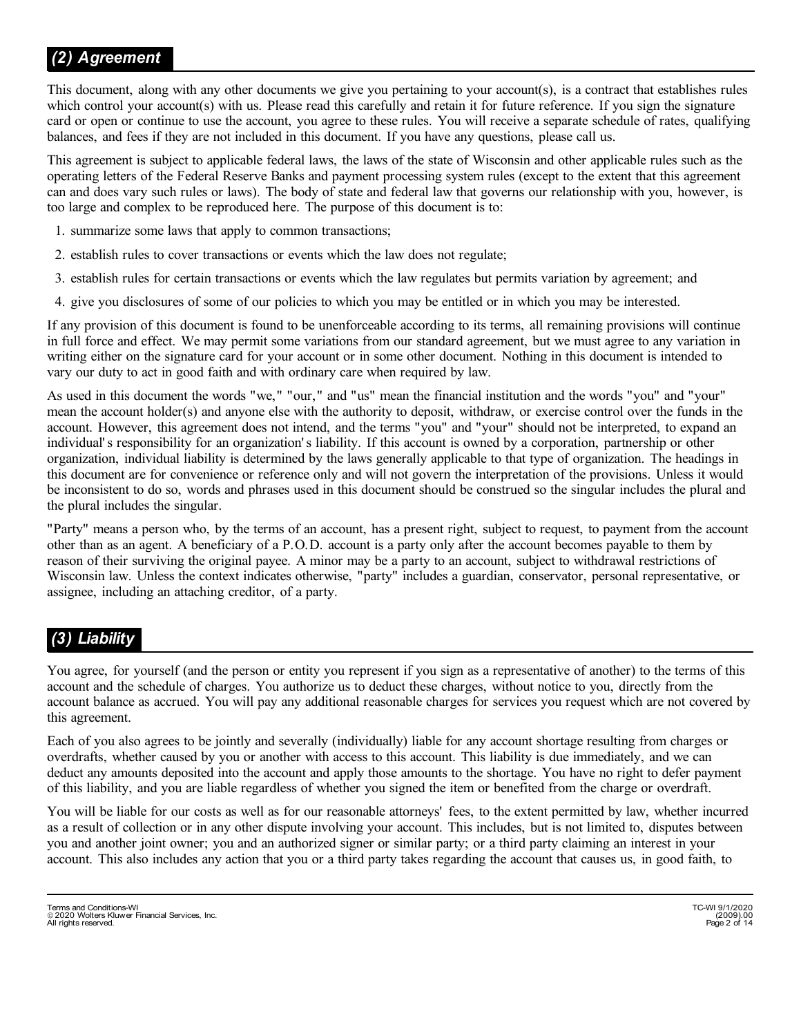## *(2) Agreement*

This document, along with any other documents we give you pertaining to your account(s), is a contract that establishes rules which control your account(s) with us. Please read this carefully and retain it for future reference. If you sign the signature card or open or continue to use the account, you agree to these rules. You will receive a separate schedule of rates, qualifying balances, and fees if they are not included in this document. If you have any questions, please call us.

This agreement is subject to applicable federal laws, the laws of the state of Wisconsin and other applicable rules such as the operating letters of the Federal Reserve Banks and payment processing system rules (except to the extent that this agreement can and does vary such rules or laws). The body of state and federal law that governs our relationship with you, however, is too large and complex to be reproduced here. The purpose of this document is to:

1. summarize some laws that apply to common transactions;
2. establish rules to cover transactions or events which the law does not regulate;
3. establish rules for certain transactions or events which the law regulates but permits variation by agreement; and
4. give you disclosures of some of our policies to which you may be entitled or in which you may be interested.

If any provision of this document is found to be unenforceable according to its terms, all remaining provisions will continue in full force and effect. We may permit some variations from our standard agreement, but we must agree to any variation in writing either on the signature card for your account or in some other document. Nothing in this document is intended to vary our duty to act in good faith and with ordinary care when required by law.

As used in this document the words "we," "our," and "us" mean the financial institution and the words "you" and "your" mean the account holder(s) and anyone else with the authority to deposit, withdraw, or exercise control over the funds in the account. However, this agreement does not intend, and the terms "you" and "your" should not be interpreted, to expand an individual's responsibility for an organization's liability. If this account is owned by a corporation, partnership or other organization, individual liability is determined by the laws generally applicable to that type of organization. The headings in this document are for convenience or reference only and will not govern the interpretation of the provisions. Unless it would be inconsistent to do so, words and phrases used in this document should be construed so the singular includes the plural and the plural includes the singular.

"Party" means a person who, by the terms of an account, has a present right, subject to request, to payment from the account other than as an agent. A beneficiary of a P.O.D. account is a party only after the account becomes payable to them by reason of their surviving the original payee. A minor may be a party to an account, subject to withdrawal restrictions of Wisconsin law. Unless the context indicates otherwise, "party" includes a guardian, conservator, personal representative, or assignee, including an attaching creditor, of a party.

## *(3) Liability*

You agree, for yourself (and the person or entity you represent if you sign as a representative of another) to the terms of this account and the schedule of charges. You authorize us to deduct these charges, without notice to you, directly from the account balance as accrued. You will pay any additional reasonable charges for services you request which are not covered by this agreement.

Each of you also agrees to be jointly and severally (individually) liable for any account shortage resulting from charges or overdrafts, whether caused by you or another with access to this account. This liability is due immediately, and we can deduct any amounts deposited into the account and apply those amounts to the shortage. You have no right to defer payment of this liability, and you are liable regardless of whether you signed the item or benefited from the charge or overdraft.

You will be liable for our costs as well as for our reasonable attorneys' fees, to the extent permitted by law, whether incurred as a result of collection or in any other dispute involving your account. This includes, but is not limited to, disputes between you and another joint owner; you and an authorized signer or similar party; or a third party claiming an interest in your account. This also includes any action that you or a third party takes regarding the account that causes us, in good faith, to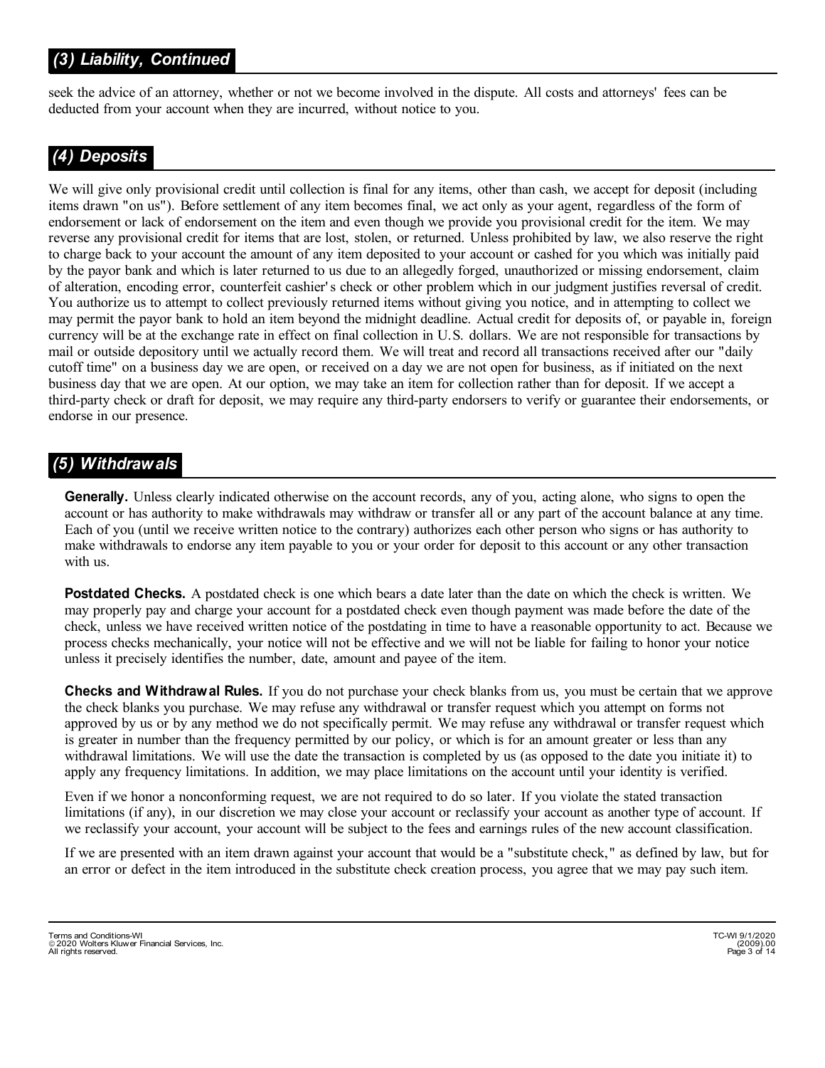## *(3) Liability, Continued*

seek the advice of an attorney, whether or not we become involved in the dispute. All costs and attorneys' fees can be deducted from your account when they are incurred, without notice to you.

## *(4) Deposits*

We will give only provisional credit until collection is final for any items, other than cash, we accept for deposit (including items drawn "on us"). Before settlement of any item becomes final, we act only as your agent, regardless of the form of endorsement or lack of endorsement on the item and even though we provide you provisional credit for the item. We may reverse any provisional credit for items that are lost, stolen, or returned. Unless prohibited by law, we also reserve the right to charge back to your account the amount of any item deposited to your account or cashed for you which was initially paid by the payor bank and which is later returned to us due to an allegedly forged, unauthorized or missing endorsement, claim of alteration, encoding error, counterfeit cashier's check or other problem which in our judgment justifies reversal of credit. You authorize us to attempt to collect previously returned items without giving you notice, and in attempting to collect we may permit the payor bank to hold an item beyond the midnight deadline. Actual credit for deposits of, or payable in, foreign currency will be at the exchange rate in effect on final collection in U.S. dollars. We are not responsible for transactions by mail or outside depository until we actually record them. We will treat and record all transactions received after our "daily cutoff time" on a business day we are open, or received on a day we are not open for business, as if initiated on the next business day that we are open. At our option, we may take an item for collection rather than for deposit. If we accept a third-party check or draft for deposit, we may require any third-party endorsers to verify or guarantee their endorsements, or endorse in our presence.

## *(5) Withdrawals*

**Generally.** Unless clearly indicated otherwise on the account records, any of you, acting alone, who signs to open the account or has authority to make withdrawals may withdraw or transfer all or any part of the account balance at any time. Each of you (until we receive written notice to the contrary) authorizes each other person who signs or has authority to make withdrawals to endorse any item payable to you or your order for deposit to this account or any other transaction with us.

**Postdated Checks.** A postdated check is one which bears a date later than the date on which the check is written. We may properly pay and charge your account for a postdated check even though payment was made before the date of the check, unless we have received written notice of the postdating in time to have a reasonable opportunity to act. Because we process checks mechanically, your notice will not be effective and we will not be liable for failing to honor your notice unless it precisely identifies the number, date, amount and payee of the item.

**Checks and Withdrawal Rules.** If you do not purchase your check blanks from us, you must be certain that we approve the check blanks you purchase. We may refuse any withdrawal or transfer request which you attempt on forms not approved by us or by any method we do not specifically permit. We may refuse any withdrawal or transfer request which is greater in number than the frequency permitted by our policy, or which is for an amount greater or less than any withdrawal limitations. We will use the date the transaction is completed by us (as opposed to the date you initiate it) to apply any frequency limitations. In addition, we may place limitations on the account until your identity is verified.

Even if we honor a nonconforming request, we are not required to do so later. If you violate the stated transaction limitations (if any), in our discretion we may close your account or reclassify your account as another type of account. If we reclassify your account, your account will be subject to the fees and earnings rules of the new account classification.

If we are presented with an item drawn against your account that would be a "substitute check," as defined by law, but for an error or defect in the item introduced in the substitute check creation process, you agree that we may pay such item.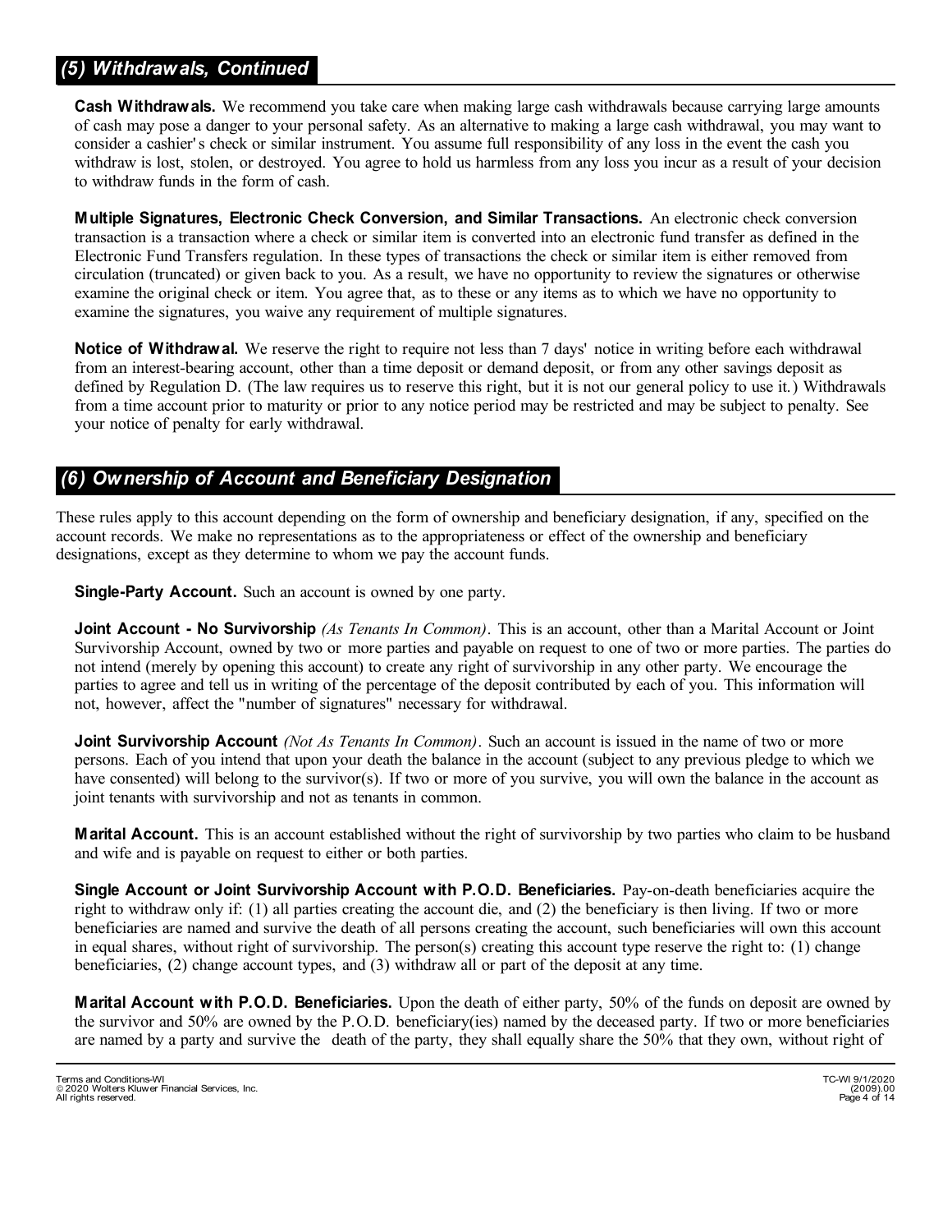## (5) Withdrawals, Continued

**Cash Withdrawals.** We recommend you take care when making large cash withdrawals because carrying large amounts of cash may pose a danger to your personal safety. As an alternative to making a large cash withdrawal, you may want to consider a cashier's check or similar instrument. You assume full responsibility of any loss in the event the cash you withdraw is lost, stolen, or destroyed. You agree to hold us harmless from any loss you incur as a result of your decision to withdraw funds in the form of cash.

**Multiple Signatures, Electronic Check Conversion, and Similar Transactions.** An electronic check conversion transaction is a transaction where a check or similar item is converted into an electronic fund transfer as defined in the Electronic Fund Transfers regulation. In these types of transactions the check or similar item is either removed from circulation (truncated) or given back to you. As a result, we have no opportunity to review the signatures or otherwise examine the original check or item. You agree that, as to these or any items as to which we have no opportunity to examine the signatures, you waive any requirement of multiple signatures.

**Notice of Withdrawal.** We reserve the right to require not less than 7 days' notice in writing before each withdrawal from an interest-bearing account, other than a time deposit or demand deposit, or from any other savings deposit as defined by Regulation D. (The law requires us to reserve this right, but it is not our general policy to use it.) Withdrawals from a time account prior to maturity or prior to any notice period may be restricted and may be subject to penalty. See your notice of penalty for early withdrawal.

## (6) Ownership of Account and Beneficiary Designation

These rules apply to this account depending on the form of ownership and beneficiary designation, if any, specified on the account records. We make no representations as to the appropriateness or effect of the ownership and beneficiary designations, except as they determine to whom we pay the account funds.

**Single-Party Account.** Such an account is owned by one party.

**Joint Account - No Survivorship** *(As Tenants In Common)*. This is an account, other than a Marital Account or Joint Survivorship Account, owned by two or more parties and payable on request to one of two or more parties. The parties do not intend (merely by opening this account) to create any right of survivorship in any other party. We encourage the parties to agree and tell us in writing of the percentage of the deposit contributed by each of you. This information will not, however, affect the "number of signatures" necessary for withdrawal.

**Joint Survivorship Account** *(Not As Tenants In Common)*. Such an account is issued in the name of two or more persons. Each of you intend that upon your death the balance in the account (subject to any previous pledge to which we have consented) will belong to the survivor(s). If two or more of you survive, you will own the balance in the account as joint tenants with survivorship and not as tenants in common.

**Marital Account.** This is an account established without the right of survivorship by two parties who claim to be husband and wife and is payable on request to either or both parties.

**Single Account or Joint Survivorship Account with P.O.D. Beneficiaries.** Pay-on-death beneficiaries acquire the right to withdraw only if: (1) all parties creating the account die, and (2) the beneficiary is then living. If two or more beneficiaries are named and survive the death of all persons creating the account, such beneficiaries will own this account in equal shares, without right of survivorship. The person(s) creating this account type reserve the right to: (1) change beneficiaries, (2) change account types, and (3) withdraw all or part of the deposit at any time.

**Marital Account with P.O.D. Beneficiaries.** Upon the death of either party, 50% of the funds on deposit are owned by the survivor and 50% are owned by the P.O.D. beneficiary(ies) named by the deceased party. If two or more beneficiaries are named by a party and survive the death of the party, they shall equally share the 50% that they own, without right of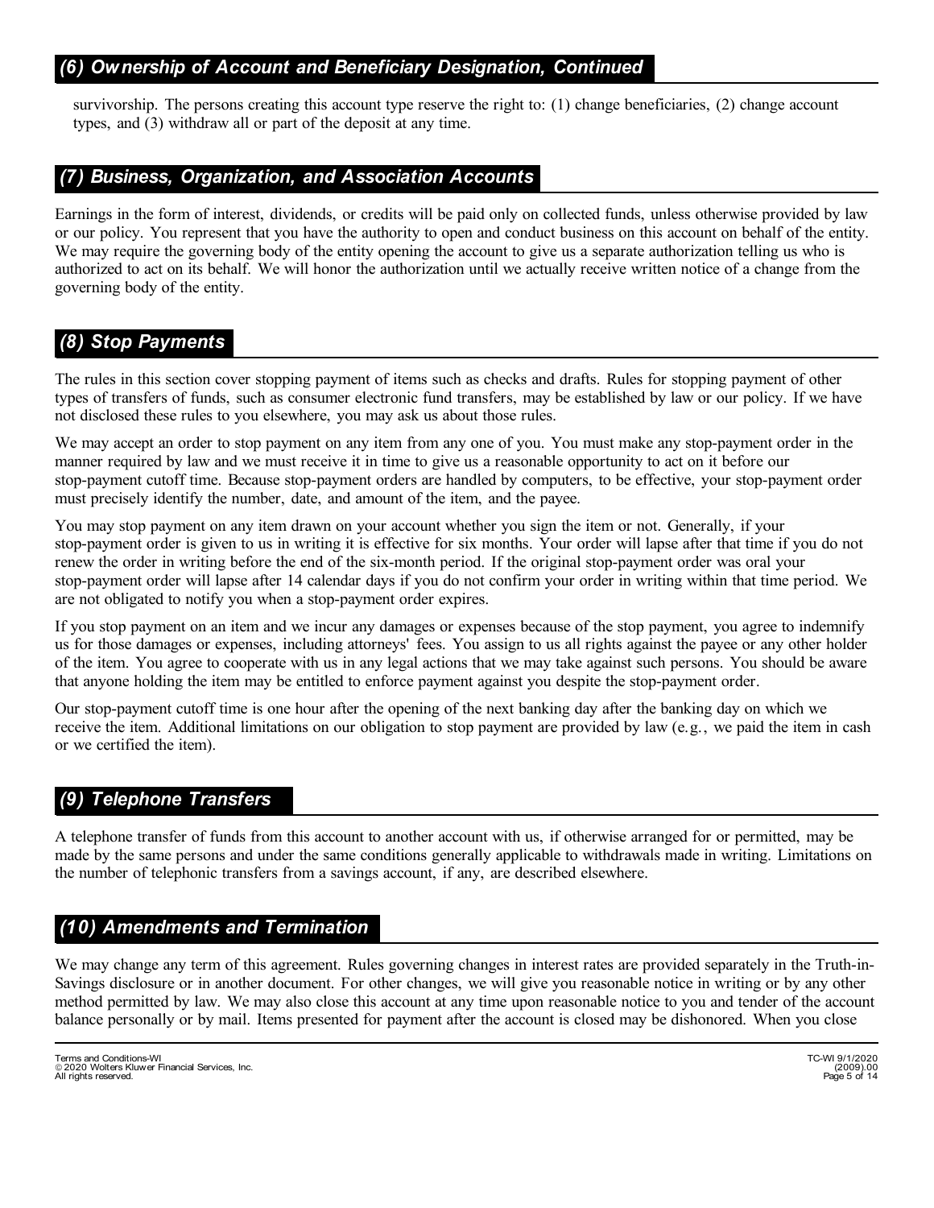## *(6) Ownership of Account and Beneficiary Designation, Continued*

survivorship. The persons creating this account type reserve the right to: (1) change beneficiaries, (2) change account types, and (3) withdraw all or part of the deposit at any time.

## *(7) Business, Organization, and Association Accounts*

Earnings in the form of interest, dividends, or credits will be paid only on collected funds, unless otherwise provided by law or our policy. You represent that you have the authority to open and conduct business on this account on behalf of the entity. We may require the governing body of the entity opening the account to give us a separate authorization telling us who is authorized to act on its behalf. We will honor the authorization until we actually receive written notice of a change from the governing body of the entity.

## *(8) Stop Payments*

The rules in this section cover stopping payment of items such as checks and drafts. Rules for stopping payment of other types of transfers of funds, such as consumer electronic fund transfers, may be established by law or our policy. If we have not disclosed these rules to you elsewhere, you may ask us about those rules.

We may accept an order to stop payment on any item from any one of you. You must make any stop-payment order in the manner required by law and we must receive it in time to give us a reasonable opportunity to act on it before our stop-payment cutoff time. Because stop-payment orders are handled by computers, to be effective, your stop-payment order must precisely identify the number, date, and amount of the item, and the payee.

You may stop payment on any item drawn on your account whether you sign the item or not. Generally, if your stop-payment order is given to us in writing it is effective for six months. Your order will lapse after that time if you do not renew the order in writing before the end of the six-month period. If the original stop-payment order was oral your stop-payment order will lapse after 14 calendar days if you do not confirm your order in writing within that time period. We are not obligated to notify you when a stop-payment order expires.

If you stop payment on an item and we incur any damages or expenses because of the stop payment, you agree to indemnify us for those damages or expenses, including attorneys' fees. You assign to us all rights against the payee or any other holder of the item. You agree to cooperate with us in any legal actions that we may take against such persons. You should be aware that anyone holding the item may be entitled to enforce payment against you despite the stop-payment order.

Our stop-payment cutoff time is one hour after the opening of the next banking day after the banking day on which we receive the item. Additional limitations on our obligation to stop payment are provided by law (e.g., we paid the item in cash or we certified the item).

## *(9) Telephone Transfers*

A telephone transfer of funds from this account to another account with us, if otherwise arranged for or permitted, may be made by the same persons and under the same conditions generally applicable to withdrawals made in writing. Limitations on the number of telephonic transfers from a savings account, if any, are described elsewhere.

## *(10) Amendments and Termination*

We may change any term of this agreement. Rules governing changes in interest rates are provided separately in the Truth-in-Savings disclosure or in another document. For other changes, we will give you reasonable notice in writing or by any other method permitted by law. We may also close this account at any time upon reasonable notice to you and tender of the account balance personally or by mail. Items presented for payment after the account is closed may be dishonored. When you close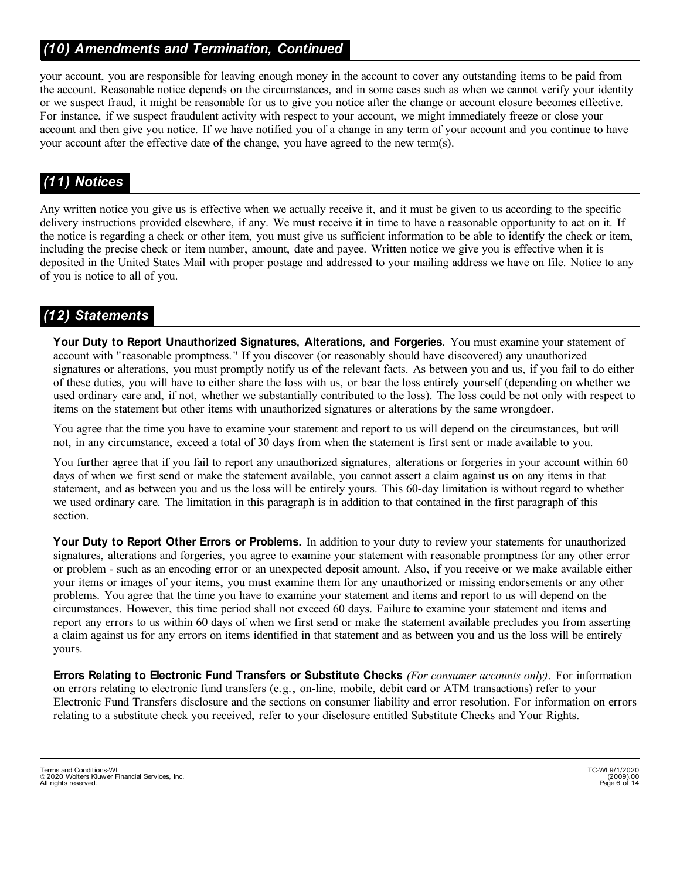## *(10) Amendments and Termination, Continued*

your account, you are responsible for leaving enough money in the account to cover any outstanding items to be paid from the account. Reasonable notice depends on the circumstances, and in some cases such as when we cannot verify your identity or we suspect fraud, it might be reasonable for us to give you notice after the change or account closure becomes effective. For instance, if we suspect fraudulent activity with respect to your account, we might immediately freeze or close your account and then give you notice. If we have notified you of a change in any term of your account and you continue to have your account after the effective date of the change, you have agreed to the new term(s).

## *(11) Notices*

Any written notice you give us is effective when we actually receive it, and it must be given to us according to the specific delivery instructions provided elsewhere, if any. We must receive it in time to have a reasonable opportunity to act on it. If the notice is regarding a check or other item, you must give us sufficient information to be able to identify the check or item, including the precise check or item number, amount, date and payee. Written notice we give you is effective when it is deposited in the United States Mail with proper postage and addressed to your mailing address we have on file. Notice to any of you is notice to all of you.

## *(12) Statements*

**Your Duty to Report Unauthorized Signatures, Alterations, and Forgeries.** You must examine your statement of account with "reasonable promptness." If you discover (or reasonably should have discovered) any unauthorized signatures or alterations, you must promptly notify us of the relevant facts. As between you and us, if you fail to do either of these duties, you will have to either share the loss with us, or bear the loss entirely yourself (depending on whether we used ordinary care and, if not, whether we substantially contributed to the loss). The loss could be not only with respect to items on the statement but other items with unauthorized signatures or alterations by the same wrongdoer.

You agree that the time you have to examine your statement and report to us will depend on the circumstances, but will not, in any circumstance, exceed a total of 30 days from when the statement is first sent or made available to you.

You further agree that if you fail to report any unauthorized signatures, alterations or forgeries in your account within 60 days of when we first send or make the statement available, you cannot assert a claim against us on any items in that statement, and as between you and us the loss will be entirely yours. This 60-day limitation is without regard to whether we used ordinary care. The limitation in this paragraph is in addition to that contained in the first paragraph of this section.

**Your Duty to Report Other Errors or Problems.** In addition to your duty to review your statements for unauthorized signatures, alterations and forgeries, you agree to examine your statement with reasonable promptness for any other error or problem - such as an encoding error or an unexpected deposit amount. Also, if you receive or we make available either your items or images of your items, you must examine them for any unauthorized or missing endorsements or any other problems. You agree that the time you have to examine your statement and items and report to us will depend on the circumstances. However, this time period shall not exceed 60 days. Failure to examine your statement and items and report any errors to us within 60 days of when we first send or make the statement available precludes you from asserting a claim against us for any errors on items identified in that statement and as between you and us the loss will be entirely yours.

**Errors Relating to Electronic Fund Transfers or Substitute Checks** *(For consumer accounts only)*. For information on errors relating to electronic fund transfers (e.g., on-line, mobile, debit card or ATM transactions) refer to your Electronic Fund Transfers disclosure and the sections on consumer liability and error resolution. For information on errors relating to a substitute check you received, refer to your disclosure entitled Substitute Checks and Your Rights.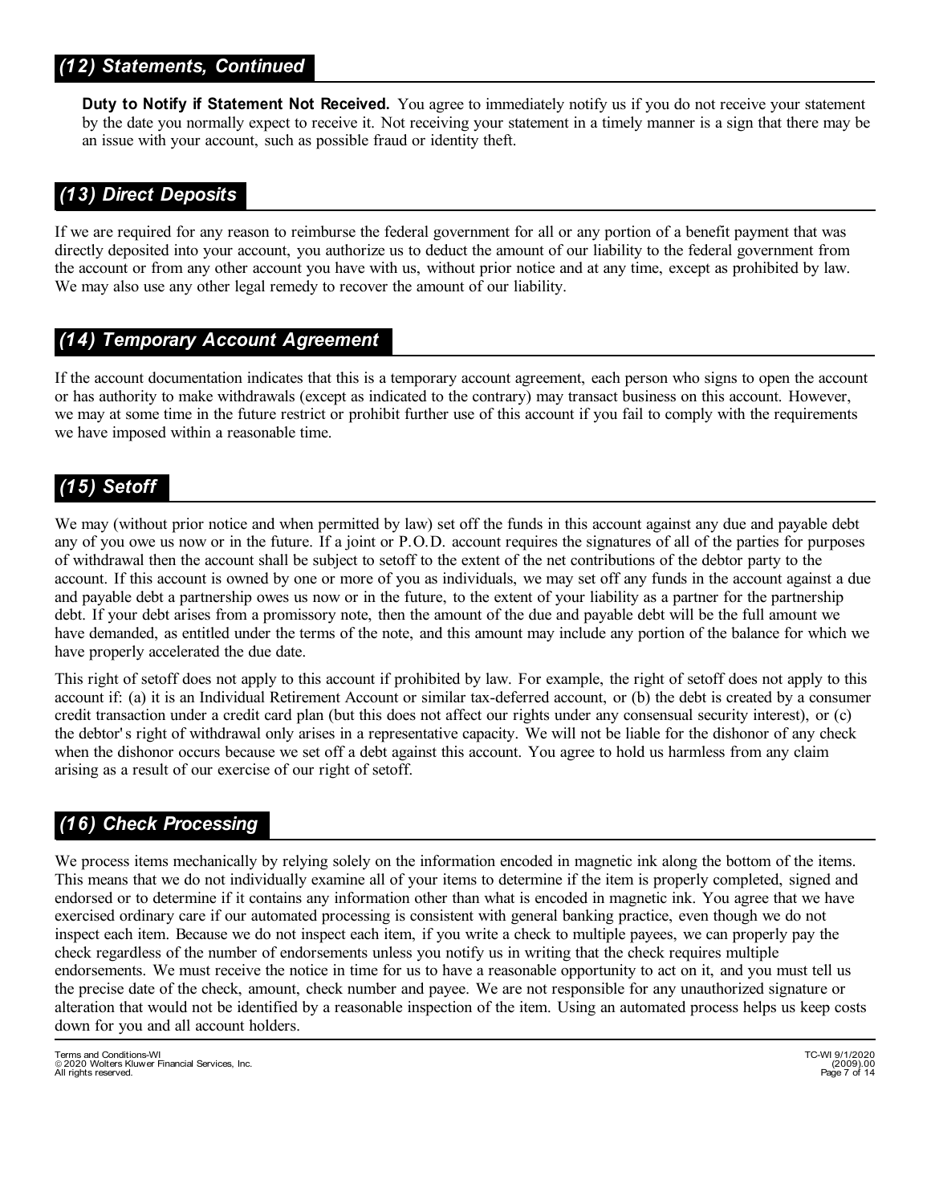## *(12) Statements, Continued*

**Duty to Notify if Statement Not Received.** You agree to immediately notify us if you do not receive your statement by the date you normally expect to receive it. Not receiving your statement in a timely manner is a sign that there may be an issue with your account, such as possible fraud or identity theft.

## *(13) Direct Deposits*

If we are required for any reason to reimburse the federal government for all or any portion of a benefit payment that was directly deposited into your account, you authorize us to deduct the amount of our liability to the federal government from the account or from any other account you have with us, without prior notice and at any time, except as prohibited by law. We may also use any other legal remedy to recover the amount of our liability.

## *(14) Temporary Account Agreement*

If the account documentation indicates that this is a temporary account agreement, each person who signs to open the account or has authority to make withdrawals (except as indicated to the contrary) may transact business on this account. However, we may at some time in the future restrict or prohibit further use of this account if you fail to comply with the requirements we have imposed within a reasonable time.

## *(15) Setoff*

We may (without prior notice and when permitted by law) set off the funds in this account against any due and payable debt any of you owe us now or in the future. If a joint or P.O.D. account requires the signatures of all of the parties for purposes of withdrawal then the account shall be subject to setoff to the extent of the net contributions of the debtor party to the account. If this account is owned by one or more of you as individuals, we may set off any funds in the account against a due and payable debt a partnership owes us now or in the future, to the extent of your liability as a partner for the partnership debt. If your debt arises from a promissory note, then the amount of the due and payable debt will be the full amount we have demanded, as entitled under the terms of the note, and this amount may include any portion of the balance for which we have properly accelerated the due date.

This right of setoff does not apply to this account if prohibited by law. For example, the right of setoff does not apply to this account if: (a) it is an Individual Retirement Account or similar tax-deferred account, or (b) the debt is created by a consumer credit transaction under a credit card plan (but this does not affect our rights under any consensual security interest), or (c) the debtor's right of withdrawal only arises in a representative capacity. We will not be liable for the dishonor of any check when the dishonor occurs because we set off a debt against this account. You agree to hold us harmless from any claim arising as a result of our exercise of our right of setoff.

## *(16) Check Processing*

We process items mechanically by relying solely on the information encoded in magnetic ink along the bottom of the items. This means that we do not individually examine all of your items to determine if the item is properly completed, signed and endorsed or to determine if it contains any information other than what is encoded in magnetic ink. You agree that we have exercised ordinary care if our automated processing is consistent with general banking practice, even though we do not inspect each item. Because we do not inspect each item, if you write a check to multiple payees, we can properly pay the check regardless of the number of endorsements unless you notify us in writing that the check requires multiple endorsements. We must receive the notice in time for us to have a reasonable opportunity to act on it, and you must tell us the precise date of the check, amount, check number and payee. We are not responsible for any unauthorized signature or alteration that would not be identified by a reasonable inspection of the item. Using an automated process helps us keep costs down for you and all account holders.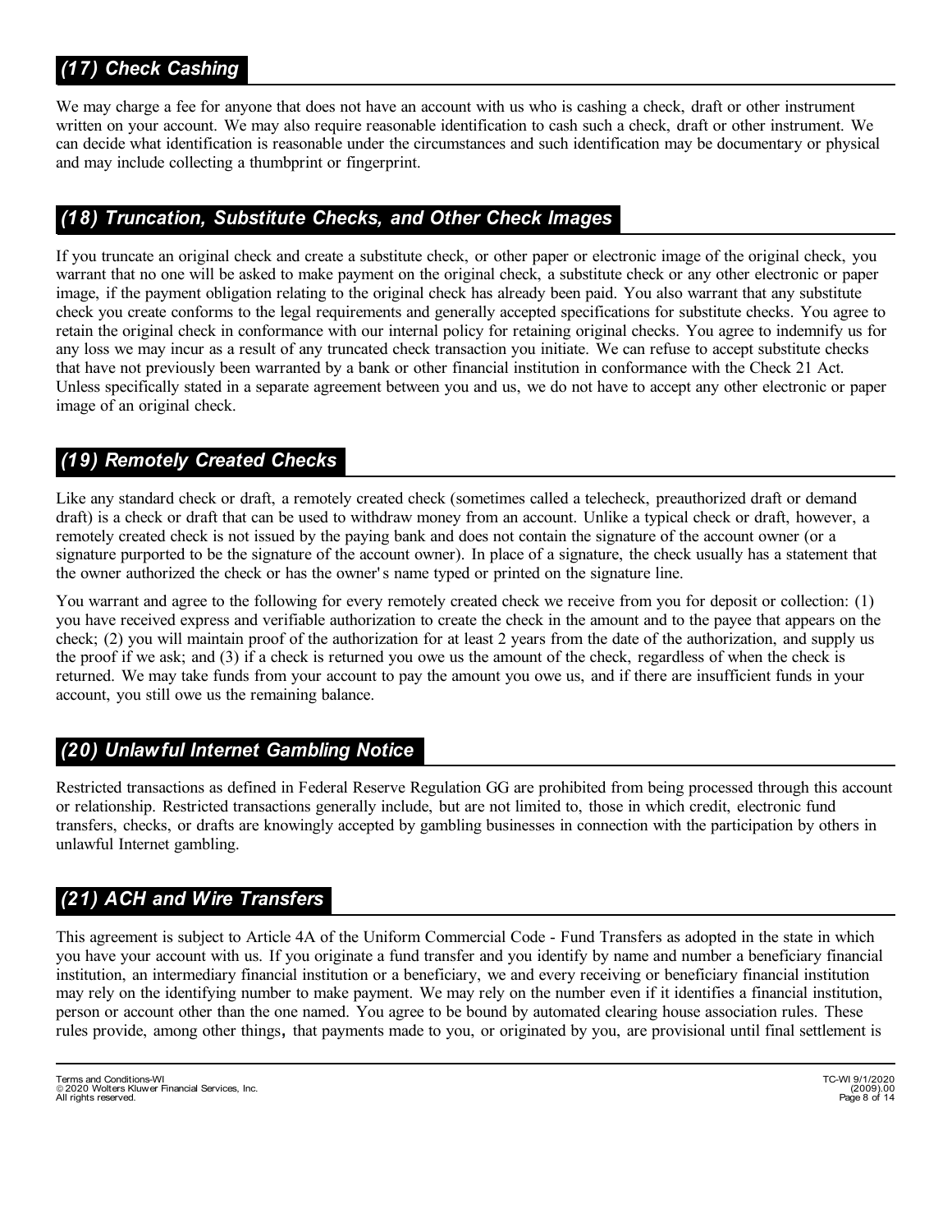## *(17) Check Cashing*

We may charge a fee for anyone that does not have an account with us who is cashing a check, draft or other instrument written on your account. We may also require reasonable identification to cash such a check, draft or other instrument. We can decide what identification is reasonable under the circumstances and such identification may be documentary or physical and may include collecting a thumbprint or fingerprint.

## *(18) Truncation, Substitute Checks, and Other Check Images*

If you truncate an original check and create a substitute check, or other paper or electronic image of the original check, you warrant that no one will be asked to make payment on the original check, a substitute check or any other electronic or paper image, if the payment obligation relating to the original check has already been paid. You also warrant that any substitute check you create conforms to the legal requirements and generally accepted specifications for substitute checks. You agree to retain the original check in conformance with our internal policy for retaining original checks. You agree to indemnify us for any loss we may incur as a result of any truncated check transaction you initiate. We can refuse to accept substitute checks that have not previously been warranted by a bank or other financial institution in conformance with the Check 21 Act. Unless specifically stated in a separate agreement between you and us, we do not have to accept any other electronic or paper image of an original check.

## *(19) Remotely Created Checks*

Like any standard check or draft, a remotely created check (sometimes called a telecheck, preauthorized draft or demand draft) is a check or draft that can be used to withdraw money from an account. Unlike a typical check or draft, however, a remotely created check is not issued by the paying bank and does not contain the signature of the account owner (or a signature purported to be the signature of the account owner). In place of a signature, the check usually has a statement that the owner authorized the check or has the owner's name typed or printed on the signature line.

You warrant and agree to the following for every remotely created check we receive from you for deposit or collection: (1) you have received express and verifiable authorization to create the check in the amount and to the payee that appears on the check; (2) you will maintain proof of the authorization for at least 2 years from the date of the authorization, and supply us the proof if we ask; and (3) if a check is returned you owe us the amount of the check, regardless of when the check is returned. We may take funds from your account to pay the amount you owe us, and if there are insufficient funds in your account, you still owe us the remaining balance.

## *(20) Unlawful Internet Gambling Notice*

Restricted transactions as defined in Federal Reserve Regulation GG are prohibited from being processed through this account or relationship. Restricted transactions generally include, but are not limited to, those in which credit, electronic fund transfers, checks, or drafts are knowingly accepted by gambling businesses in connection with the participation by others in unlawful Internet gambling.

## *(21) ACH and Wire Transfers*

This agreement is subject to Article 4A of the Uniform Commercial Code - Fund Transfers as adopted in the state in which you have your account with us. If you originate a fund transfer and you identify by name and number a beneficiary financial institution, an intermediary financial institution or a beneficiary, we and every receiving or beneficiary financial institution may rely on the identifying number to make payment. We may rely on the number even if it identifies a financial institution, person or account other than the one named. You agree to be bound by automated clearing house association rules. These rules provide, among other things, that payments made to you, or originated by you, are provisional until final settlement is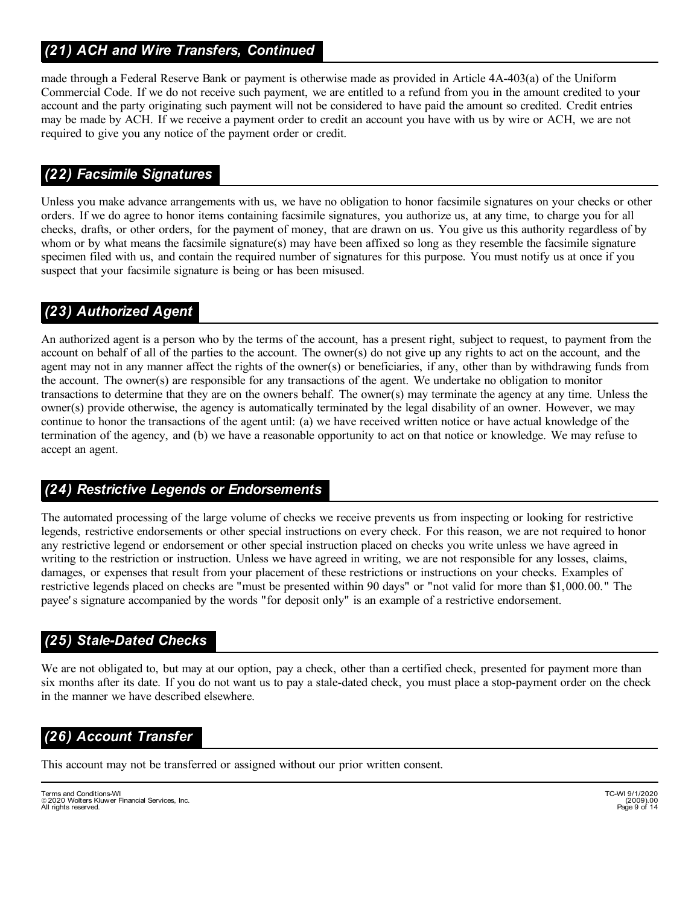## *(21) ACH and Wire Transfers, Continued*

made through a Federal Reserve Bank or payment is otherwise made as provided in Article 4A-403(a) of the Uniform Commercial Code. If we do not receive such payment, we are entitled to a refund from you in the amount credited to your account and the party originating such payment will not be considered to have paid the amount so credited. Credit entries may be made by ACH. If we receive a payment order to credit an account you have with us by wire or ACH, we are not required to give you any notice of the payment order or credit.

## *(22) Facsimile Signatures*

Unless you make advance arrangements with us, we have no obligation to honor facsimile signatures on your checks or other orders. If we do agree to honor items containing facsimile signatures, you authorize us, at any time, to charge you for all checks, drafts, or other orders, for the payment of money, that are drawn on us. You give us this authority regardless of by whom or by what means the facsimile signature(s) may have been affixed so long as they resemble the facsimile signature specimen filed with us, and contain the required number of signatures for this purpose. You must notify us at once if you suspect that your facsimile signature is being or has been misused.

## *(23) Authorized Agent*

An authorized agent is a person who by the terms of the account, has a present right, subject to request, to payment from the account on behalf of all of the parties to the account. The owner(s) do not give up any rights to act on the account, and the agent may not in any manner affect the rights of the owner(s) or beneficiaries, if any, other than by withdrawing funds from the account. The owner(s) are responsible for any transactions of the agent. We undertake no obligation to monitor transactions to determine that they are on the owners behalf. The owner(s) may terminate the agency at any time. Unless the owner(s) provide otherwise, the agency is automatically terminated by the legal disability of an owner. However, we may continue to honor the transactions of the agent until: (a) we have received written notice or have actual knowledge of the termination of the agency, and (b) we have a reasonable opportunity to act on that notice or knowledge. We may refuse to accept an agent.

## *(24) Restrictive Legends or Endorsements*

The automated processing of the large volume of checks we receive prevents us from inspecting or looking for restrictive legends, restrictive endorsements or other special instructions on every check. For this reason, we are not required to honor any restrictive legend or endorsement or other special instruction placed on checks you write unless we have agreed in writing to the restriction or instruction. Unless we have agreed in writing, we are not responsible for any losses, claims, damages, or expenses that result from your placement of these restrictions or instructions on your checks. Examples of restrictive legends placed on checks are "must be presented within 90 days" or "not valid for more than $1,000.00." The payee's signature accompanied by the words "for deposit only" is an example of a restrictive endorsement.

## *(25) Stale-Dated Checks*

We are not obligated to, but may at our option, pay a check, other than a certified check, presented for payment more than six months after its date. If you do not want us to pay a stale-dated check, you must place a stop-payment order on the check in the manner we have described elsewhere.

## *(26) Account Transfer*

This account may not be transferred or assigned without our prior written consent.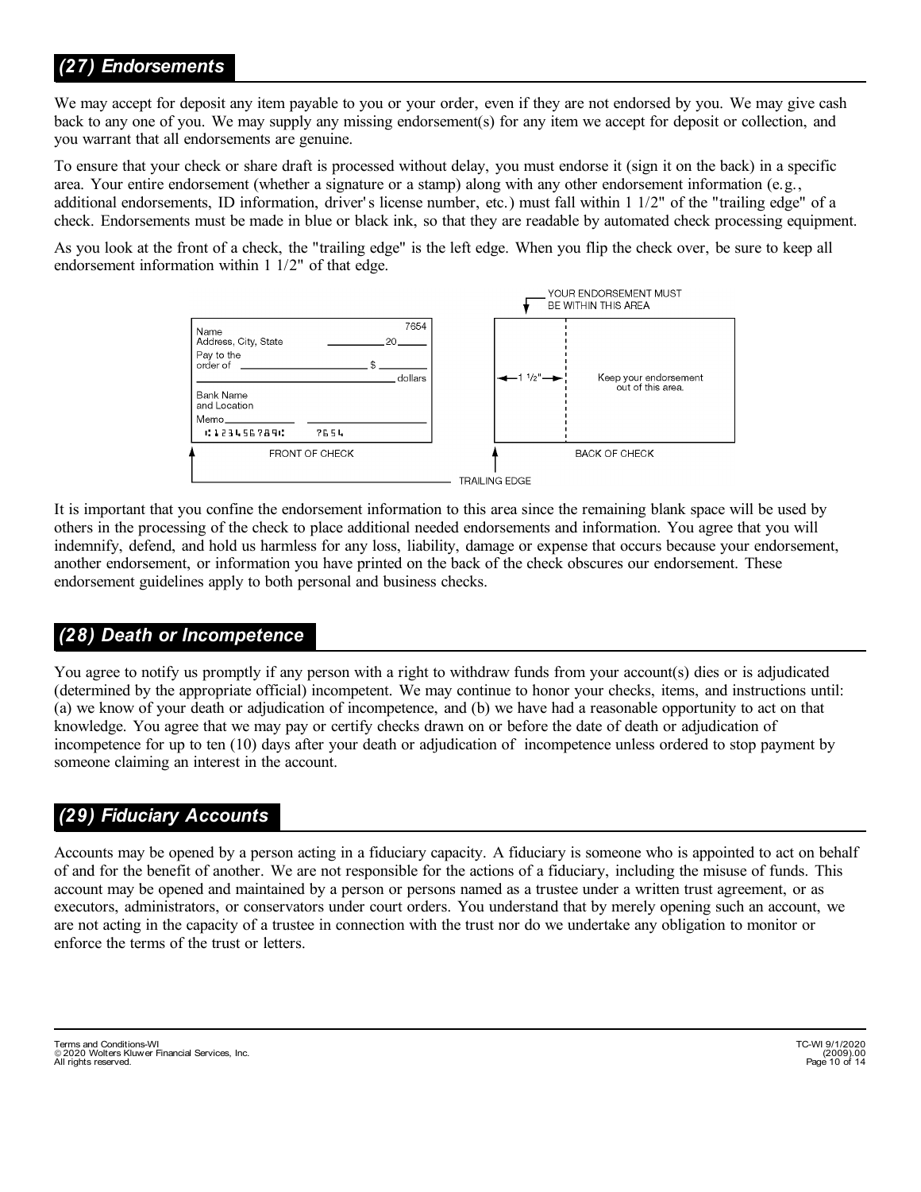## (27) Endorsements

We may accept for deposit any item payable to you or your order, even if they are not endorsed by you. We may give cash back to any one of you. We may supply any missing endorsement(s) for any item we accept for deposit or collection, and you warrant that all endorsements are genuine.

To ensure that your check or share draft is processed without delay, you must endorse it (sign it on the back) in a specific area. Your entire endorsement (whether a signature or a stamp) along with any other endorsement information (e.g., additional endorsements, ID information, driver's license number, etc.) must fall within 1 1/2" of the "trailing edge" of a check. Endorsements must be made in blue or black ink, so that they are readable by automated check processing equipment.

As you look at the front of a check, the "trailing edge" is the left edge. When you flip the check over, be sure to keep all endorsement information within 1 1/2" of that edge.

It is important that you confine the endorsement information to this area since the remaining blank space will be used by others in the processing of the check to place additional needed endorsements and information. You agree that you will indemnify, defend, and hold us harmless for any loss, liability, damage or expense that occurs because your endorsement, another endorsement, or information you have printed on the back of the check obscures our endorsement. These endorsement guidelines apply to both personal and business checks.

## (28) Death or Incompetence

You agree to notify us promptly if any person with a right to withdraw funds from your account(s) dies or is adjudicated (determined by the appropriate official) incompetent. We may continue to honor your checks, items, and instructions until: (a) we know of your death or adjudication of incompetence, and (b) we have had a reasonable opportunity to act on that knowledge. You agree that we may pay or certify checks drawn on or before the date of death or adjudication of incompetence for up to ten (10) days after your death or adjudication of incompetence unless ordered to stop payment by someone claiming an interest in the account.

## (29) Fiduciary Accounts

Accounts may be opened by a person acting in a fiduciary capacity. A fiduciary is someone who is appointed to act on behalf of and for the benefit of another. We are not responsible for the actions of a fiduciary, including the misuse of funds. This account may be opened and maintained by a person or persons named as a trustee under a written trust agreement, or as executors, administrators, or conservators under court orders. You understand that by merely opening such an account, we are not acting in the capacity of a trustee in connection with the trust nor do we undertake any obligation to monitor or enforce the terms of the trust or letters.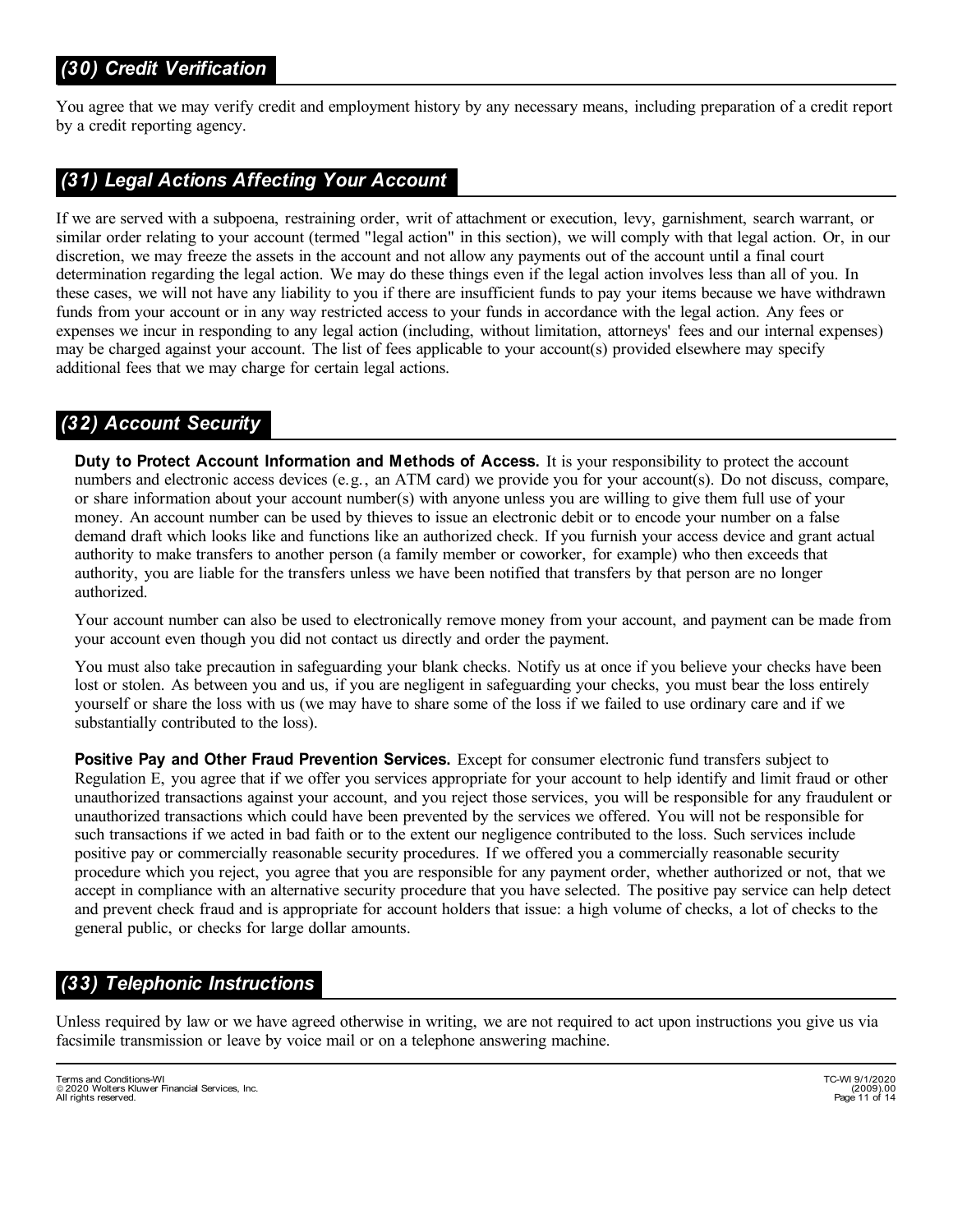## *(30) Credit Verification*

You agree that we may verify credit and employment history by any necessary means, including preparation of a credit report by a credit reporting agency.

## *(31) Legal Actions Affecting Your Account*

If we are served with a subpoena, restraining order, writ of attachment or execution, levy, garnishment, search warrant, or similar order relating to your account (termed "legal action" in this section), we will comply with that legal action. Or, in our discretion, we may freeze the assets in the account and not allow any payments out of the account until a final court determination regarding the legal action. We may do these things even if the legal action involves less than all of you. In these cases, we will not have any liability to you if there are insufficient funds to pay your items because we have withdrawn funds from your account or in any way restricted access to your funds in accordance with the legal action. Any fees or expenses we incur in responding to any legal action (including, without limitation, attorneys' fees and our internal expenses) may be charged against your account. The list of fees applicable to your account(s) provided elsewhere may specify additional fees that we may charge for certain legal actions.

## *(32) Account Security*

**Duty to Protect Account Information and Methods of Access.** It is your responsibility to protect the account numbers and electronic access devices (e.g., an ATM card) we provide you for your account(s). Do not discuss, compare, or share information about your account number(s) with anyone unless you are willing to give them full use of your money. An account number can be used by thieves to issue an electronic debit or to encode your number on a false demand draft which looks like and functions like an authorized check. If you furnish your access device and grant actual authority to make transfers to another person (a family member or coworker, for example) who then exceeds that authority, you are liable for the transfers unless we have been notified that transfers by that person are no longer authorized.

Your account number can also be used to electronically remove money from your account, and payment can be made from your account even though you did not contact us directly and order the payment.

You must also take precaution in safeguarding your blank checks. Notify us at once if you believe your checks have been lost or stolen. As between you and us, if you are negligent in safeguarding your checks, you must bear the loss entirely yourself or share the loss with us (we may have to share some of the loss if we failed to use ordinary care and if we substantially contributed to the loss).

**Positive Pay and Other Fraud Prevention Services.** Except for consumer electronic fund transfers subject to Regulation E, you agree that if we offer you services appropriate for your account to help identify and limit fraud or other unauthorized transactions against your account, and you reject those services, you will be responsible for any fraudulent or unauthorized transactions which could have been prevented by the services we offered. You will not be responsible for such transactions if we acted in bad faith or to the extent our negligence contributed to the loss. Such services include positive pay or commercially reasonable security procedures. If we offered you a commercially reasonable security procedure which you reject, you agree that you are responsible for any payment order, whether authorized or not, that we accept in compliance with an alternative security procedure that you have selected. The positive pay service can help detect and prevent check fraud and is appropriate for account holders that issue: a high volume of checks, a lot of checks to the general public, or checks for large dollar amounts.

## *(33) Telephonic Instructions*

Unless required by law or we have agreed otherwise in writing, we are not required to act upon instructions you give us via facsimile transmission or leave by voice mail or on a telephone answering machine.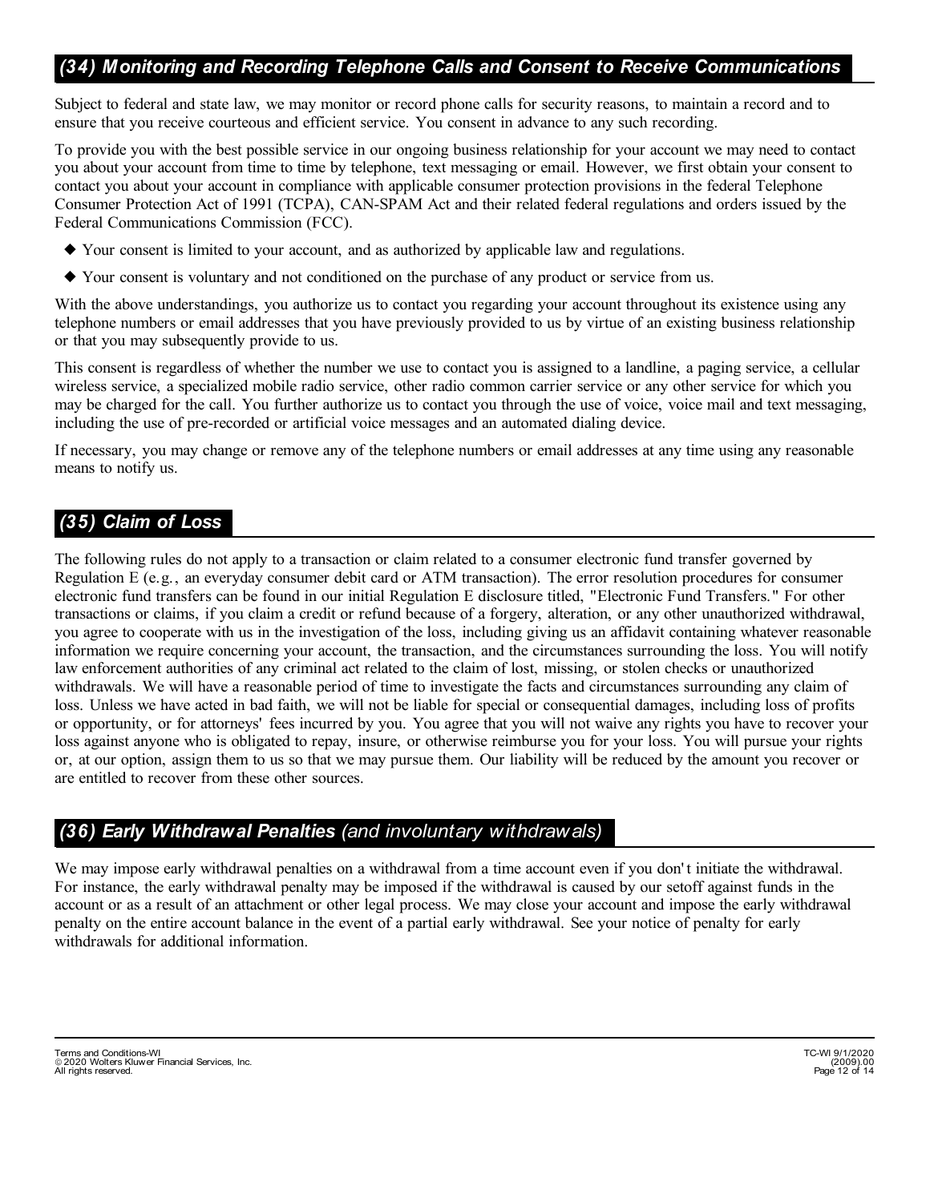## *(34) Monitoring and Recording Telephone Calls and Consent to Receive Communications*

Subject to federal and state law, we may monitor or record phone calls for security reasons, to maintain a record and to ensure that you receive courteous and efficient service. You consent in advance to any such recording.

To provide you with the best possible service in our ongoing business relationship for your account we may need to contact you about your account from time to time by telephone, text messaging or email. However, we first obtain your consent to contact you about your account in compliance with applicable consumer protection provisions in the federal Telephone Consumer Protection Act of 1991 (TCPA), CAN-SPAM Act and their related federal regulations and orders issued by the Federal Communications Commission (FCC).

- Your consent is limited to your account, and as authorized by applicable law and regulations.
- Your consent is voluntary and not conditioned on the purchase of any product or service from us.

With the above understandings, you authorize us to contact you regarding your account throughout its existence using any telephone numbers or email addresses that you have previously provided to us by virtue of an existing business relationship or that you may subsequently provide to us.

This consent is regardless of whether the number we use to contact you is assigned to a landline, a paging service, a cellular wireless service, a specialized mobile radio service, other radio common carrier service or any other service for which you may be charged for the call. You further authorize us to contact you through the use of voice, voice mail and text messaging, including the use of pre-recorded or artificial voice messages and an automated dialing device.

If necessary, you may change or remove any of the telephone numbers or email addresses at any time using any reasonable means to notify us.

## *(35) Claim of Loss*

The following rules do not apply to a transaction or claim related to a consumer electronic fund transfer governed by Regulation E (e.g., an everyday consumer debit card or ATM transaction). The error resolution procedures for consumer electronic fund transfers can be found in our initial Regulation E disclosure titled, "Electronic Fund Transfers." For other transactions or claims, if you claim a credit or refund because of a forgery, alteration, or any other unauthorized withdrawal, you agree to cooperate with us in the investigation of the loss, including giving us an affidavit containing whatever reasonable information we require concerning your account, the transaction, and the circumstances surrounding the loss. You will notify law enforcement authorities of any criminal act related to the claim of lost, missing, or stolen checks or unauthorized withdrawals. We will have a reasonable period of time to investigate the facts and circumstances surrounding any claim of loss. Unless we have acted in bad faith, we will not be liable for special or consequential damages, including loss of profits or opportunity, or for attorneys' fees incurred by you. You agree that you will not waive any rights you have to recover your loss against anyone who is obligated to repay, insure, or otherwise reimburse you for your loss. You will pursue your rights or, at our option, assign them to us so that we may pursue them. Our liability will be reduced by the amount you recover or are entitled to recover from these other sources.

## *(36) Early Withdrawal Penalties (and involuntary withdrawals)*

We may impose early withdrawal penalties on a withdrawal from a time account even if you don't initiate the withdrawal. For instance, the early withdrawal penalty may be imposed if the withdrawal is caused by our setoff against funds in the account or as a result of an attachment or other legal process. We may close your account and impose the early withdrawal penalty on the entire account balance in the event of a partial early withdrawal. See your notice of penalty for early withdrawals for additional information.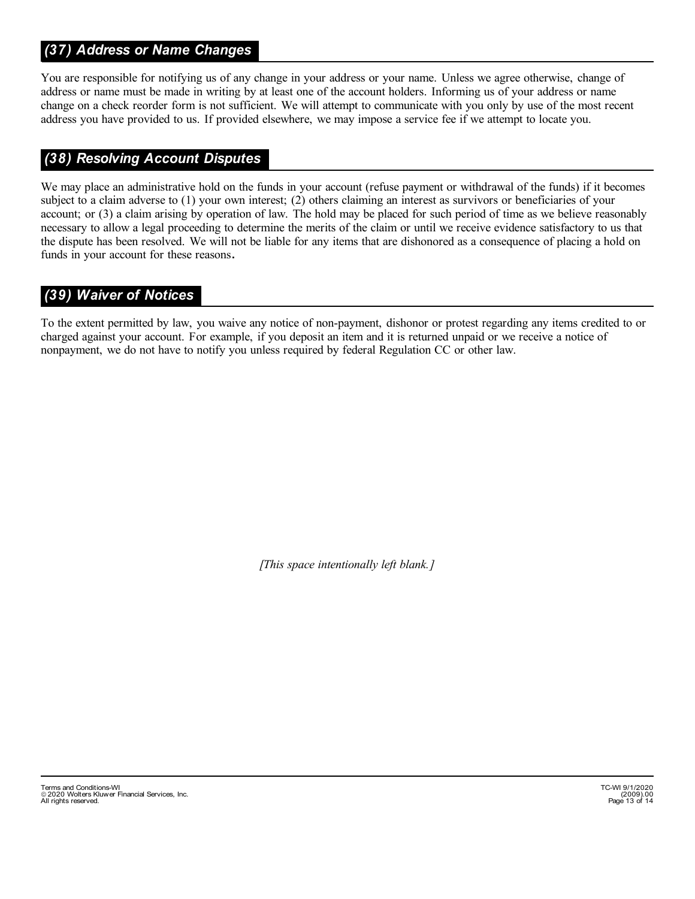## (37) Address or Name Changes

You are responsible for notifying us of any change in your address or your name. Unless we agree otherwise, change of address or name must be made in writing by at least one of the account holders. Informing us of your address or name change on a check reorder form is not sufficient. We will attempt to communicate with you only by use of the most recent address you have provided to us. If provided elsewhere, we may impose a service fee if we attempt to locate you.

## (38) Resolving Account Disputes

We may place an administrative hold on the funds in your account (refuse payment or withdrawal of the funds) if it becomes subject to a claim adverse to (1) your own interest; (2) others claiming an interest as survivors or beneficiaries of your account; or (3) a claim arising by operation of law. The hold may be placed for such period of time as we believe reasonably necessary to allow a legal proceeding to determine the merits of the claim or until we receive evidence satisfactory to us that the dispute has been resolved. We will not be liable for any items that are dishonored as a consequence of placing a hold on funds in your account for these reasons.

## (39) Waiver of Notices

To the extent permitted by law, you waive any notice of non-payment, dishonor or protest regarding any items credited to or charged against your account. For example, if you deposit an item and it is returned unpaid or we receive a notice of nonpayment, we do not have to notify you unless required by federal Regulation CC or other law.

*[This space intentionally left blank.]*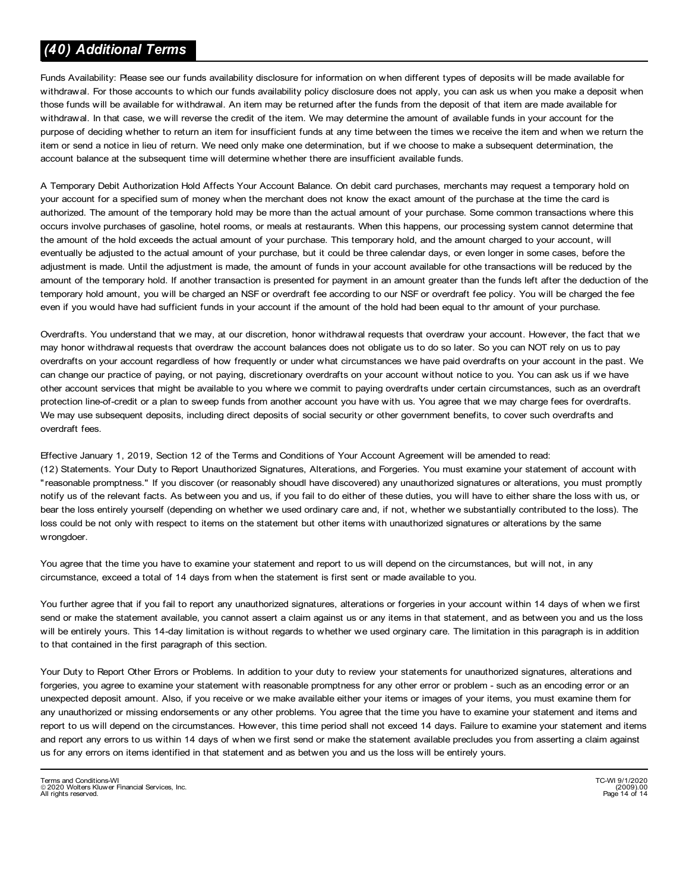## *(40) Additional Terms*

Funds Availability: Please see our funds availability disclosure for information on when different types of deposits will be made available for withdrawal. For those accounts to which our funds availability policy disclosure does not apply, you can ask us when you make a deposit when those funds will be available for withdrawal. An item may be returned after the funds from the deposit of that item are made available for withdrawal. In that case, we will reverse the credit of the item. We may determine the amount of available funds in your account for the purpose of deciding whether to return an item for insufficient funds at any time between the times we receive the item and when we return the item or send a notice in lieu of return. We need only make one determination, but if we choose to make a subsequent determination, the account balance at the subsequent time will determine whether there are insufficient available funds.

A Temporary Debit Authorization Hold Affects Your Account Balance. On debit card purchases, merchants may request a temporary hold on your account for a specified sum of money when the merchant does not know the exact amount of the purchase at the time the card is authorized. The amount of the temporary hold may be more than the actual amount of your purchase. Some common transactions where this occurs involve purchases of gasoline, hotel rooms, or meals at restaurants. When this happens, our processing system cannot determine that the amount of the hold exceeds the actual amount of your purchase. This temporary hold, and the amount charged to your account, will eventually be adjusted to the actual amount of your purchase, but it could be three calendar days, or even longer in some cases, before the adjustment is made. Until the adjustment is made, the amount of funds in your account available for othe transactions will be reduced by the amount of the temporary hold. If another transaction is presented for payment in an amount greater than the funds left after the deduction of the temporary hold amount, you will be charged an NSF or overdraft fee according to our NSF or overdraft fee policy. You will be charged the fee even if you would have had sufficient funds in your account if the amount of the hold had been equal to thr amount of your purchase.

Overdrafts. You understand that we may, at our discretion, honor withdrawal requests that overdraw your account. However, the fact that we may honor withdrawal requests that overdraw the account balances does not obligate us to do so later. So you can NOT rely on us to pay overdrafts on your account regardless of how frequently or under what circumstances we have paid overdrafts on your account in the past. We can change our practice of paying, or not paying, discretionary overdrafts on your account without notice to you. You can ask us if we have other account services that might be available to you where we commit to paying overdrafts under certain circumstances, such as an overdraft protection line-of-credit or a plan to sweep funds from another account you have with us. You agree that we may charge fees for overdrafts. We may use subsequent deposits, including direct deposits of social security or other government benefits, to cover such overdrafts and overdraft fees.

Effective January 1, 2019, Section 12 of the Terms and Conditions of Your Account Agreement will be amended to read:
(12) Statements. Your Duty to Report Unauthorized Signatures, Alterations, and Forgeries. You must examine your statement of account with "reasonable promptness." If you discover (or reasonably shoudl have discovered) any unauthorized signatures or alterations, you must promptly notify us of the relevant facts. As between you and us, if you fail to do either of these duties, you will have to either share the loss with us, or bear the loss entirely yourself (depending on whether we used ordinary care and, if not, whether we substantially contributed to the loss). The loss could be not only with respect to items on the statement but other items with unauthorized signatures or alterations by the same wrongdoer.

You agree that the time you have to examine your statement and report to us will depend on the circumstances, but will not, in any circumstance, exceed a total of 14 days from when the statement is first sent or made available to you.

You further agree that if you fail to report any unauthorized signatures, alterations or forgeries in your account within 14 days of when we first send or make the statement available, you cannot assert a claim against us or any items in that statement, and as between you and us the loss will be entirely yours. This 14-day limitation is without regards to whether we used orginary care. The limitation in this paragraph is in addition to that contained in the first paragraph of this section.

Your Duty to Report Other Errors or Problems. In addition to your duty to review your statements for unauthorized signatures, alterations and forgeries, you agree to examine your statement with reasonable promptness for any other error or problem - such as an encoding error or an unexpected deposit amount. Also, if you receive or we make available either your items or images of your items, you must examine them for any unauthorized or missing endorsements or any other problems. You agree that the time you have to examine your statement and items and report to us will depend on the circumstances. However, this time period shall not exceed 14 days. Failure to examine your statement and items and report any errors to us within 14 days of when we first send or make the statement available precludes you from asserting a claim against us for any errors on items identified in that statement and as betwen you and us the loss will be entirely yours.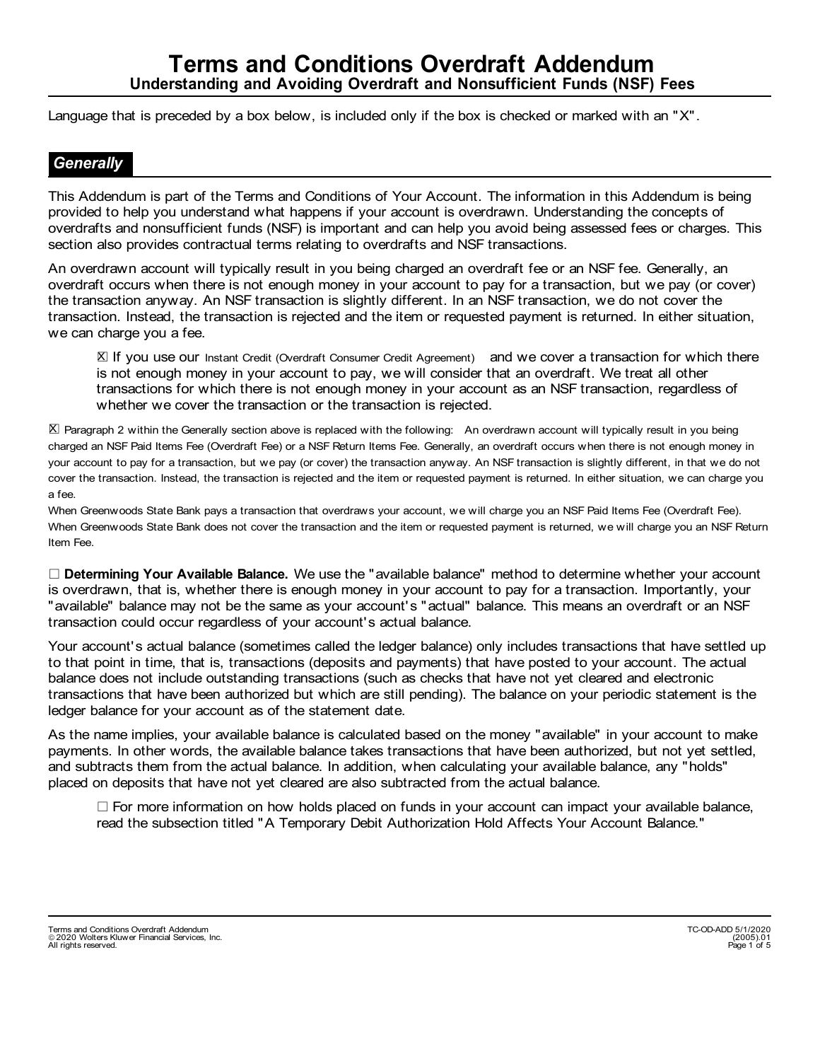# Terms and Conditions Overdraft Addendum

## Understanding and Avoiding Overdraft and Nonsufficient Funds (NSF) Fees

Language that is preceded by a box below, is included only if the box is checked or marked with an "X".

## Generally

This Addendum is part of the Terms and Conditions of Your Account. The information in this Addendum is being provided to help you understand what happens if your account is overdrawn. Understanding the concepts of overdrafts and nonsufficient funds (NSF) is important and can help you avoid being assessed fees or charges. This section also provides contractual terms relating to overdrafts and NSF transactions.

An overdrawn account will typically result in you being charged an overdraft fee or an NSF fee. Generally, an overdraft occurs when there is not enough money in your account to pay for a transaction, but we pay (or cover) the transaction anyway. An NSF transaction is slightly different. In an NSF transaction, we do not cover the transaction. Instead, the transaction is rejected and the item or requested payment is returned. In either situation, we can charge you a fee.

> ☒ If you use our Instant Credit (Overdraft Consumer Credit Agreement) and we cover a transaction for which there is not enough money in your account to pay, we will consider that an overdraft. We treat all other transactions for which there is not enough money in your account as an NSF transaction, regardless of whether we cover the transaction or the transaction is rejected.

☒ Paragraph 2 within the Generally section above is replaced with the following: An overdrawn account will typically result in you being charged an NSF Paid Items Fee (Overdraft Fee) or a NSF Return Items Fee. Generally, an overdraft occurs when there is not enough money in your account to pay for a transaction, but we pay (or cover) the transaction anyway. An NSF transaction is slightly different, in that we do not cover the transaction. Instead, the transaction is rejected and the item or requested payment is returned. In either situation, we can charge you a fee.

When Greenwoods State Bank pays a transaction that overdraws your account, we will charge you an NSF Paid Items Fee (Overdraft Fee). When Greenwoods State Bank does not cover the transaction and the item or requested payment is returned, we will charge you an NSF Return Item Fee.

☐ **Determining Your Available Balance.** We use the "available balance" method to determine whether your account is overdrawn, that is, whether there is enough money in your account to pay for a transaction. Importantly, your "available" balance may not be the same as your account's "actual" balance. This means an overdraft or an NSF transaction could occur regardless of your account's actual balance.

Your account's actual balance (sometimes called the ledger balance) only includes transactions that have settled up to that point in time, that is, transactions (deposits and payments) that have posted to your account. The actual balance does not include outstanding transactions (such as checks that have not yet cleared and electronic transactions that have been authorized but which are still pending). The balance on your periodic statement is the ledger balance for your account as of the statement date.

As the name implies, your available balance is calculated based on the money "available" in your account to make payments. In other words, the available balance takes transactions that have been authorized, but not yet settled, and subtracts them from the actual balance. In addition, when calculating your available balance, any "holds" placed on deposits that have not yet cleared are also subtracted from the actual balance.

> ☐ For more information on how holds placed on funds in your account can impact your available balance, read the subsection titled "A Temporary Debit Authorization Hold Affects Your Account Balance."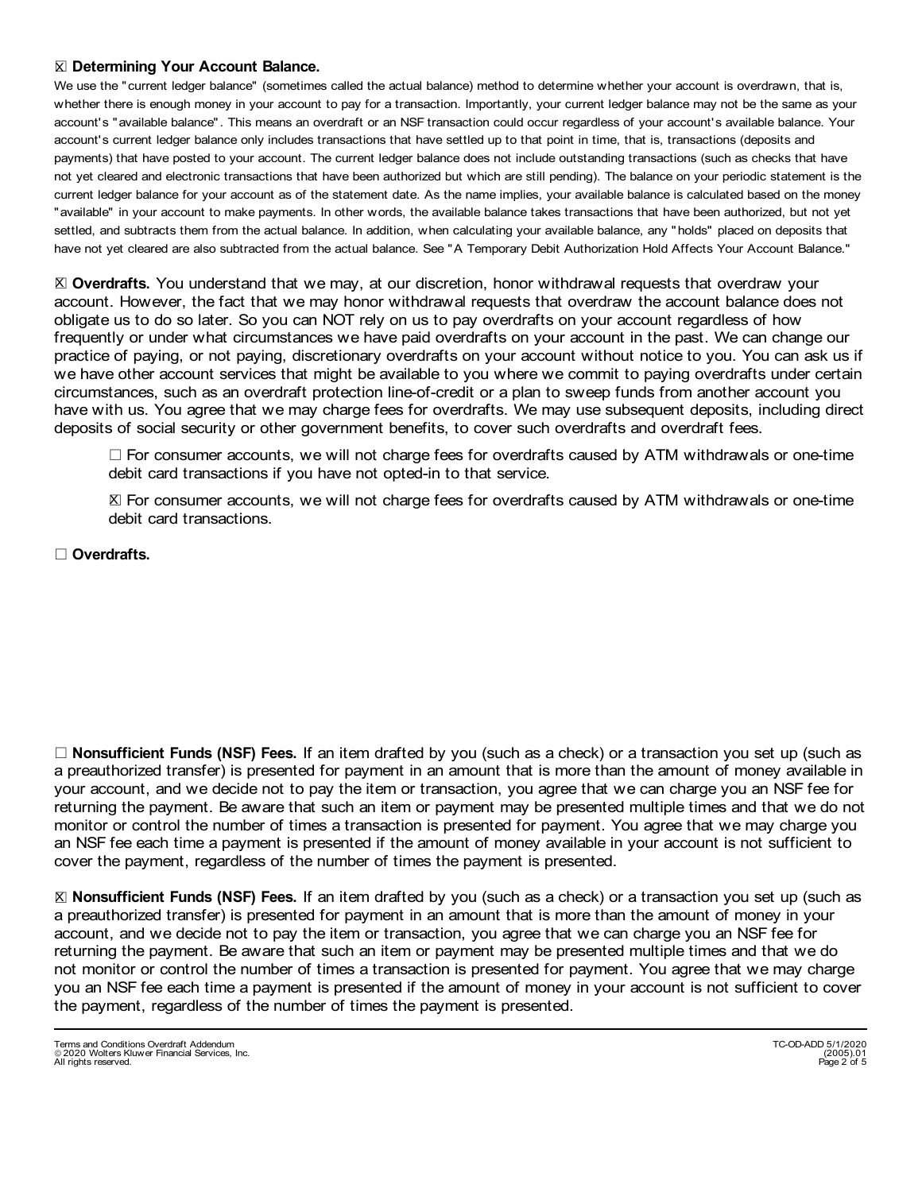☒ **Determining Your Account Balance.**

We use the "current ledger balance" (sometimes called the actual balance) method to determine whether your account is overdrawn, that is, whether there is enough money in your account to pay for a transaction. Importantly, your current ledger balance may not be the same as your account's "available balance". This means an overdraft or an NSF transaction could occur regardless of your account's available balance. Your account's current ledger balance only includes transactions that have settled up to that point in time, that is, transactions (deposits and payments) that have posted to your account. The current ledger balance does not include outstanding transactions (such as checks that have not yet cleared and electronic transactions that have been authorized but which are still pending). The balance on your periodic statement is the current ledger balance for your account as of the statement date. As the name implies, your available balance is calculated based on the money "available" in your account to make payments. In other words, the available balance takes transactions that have been authorized, but not yet settled, and subtracts them from the actual balance. In addition, when calculating your available balance, any "holds" placed on deposits that have not yet cleared are also subtracted from the actual balance. See "A Temporary Debit Authorization Hold Affects Your Account Balance."

☒ **Overdrafts.** You understand that we may, at our discretion, honor withdrawal requests that overdraw your account. However, the fact that we may honor withdrawal requests that overdraw the account balance does not obligate us to do so later. So you can NOT rely on us to pay overdrafts on your account regardless of how frequently or under what circumstances we have paid overdrafts on your account in the past. We can change our practice of paying, or not paying, discretionary overdrafts on your account without notice to you. You can ask us if we have other account services that might be available to you where we commit to paying overdrafts under certain circumstances, such as an overdraft protection line-of-credit or a plan to sweep funds from another account you have with us. You agree that we may charge fees for overdrafts. We may use subsequent deposits, including direct deposits of social security or other government benefits, to cover such overdrafts and overdraft fees.

☐ For consumer accounts, we will not charge fees for overdrafts caused by ATM withdrawals or one-time debit card transactions if you have not opted-in to that service.

☒ For consumer accounts, we will not charge fees for overdrafts caused by ATM withdrawals or one-time debit card transactions.

☐ **Overdrafts.**

☐ **Nonsufficient Funds (NSF) Fees.** If an item drafted by you (such as a check) or a transaction you set up (such as a preauthorized transfer) is presented for payment in an amount that is more than the amount of money available in your account, and we decide not to pay the item or transaction, you agree that we can charge you an NSF fee for returning the payment. Be aware that such an item or payment may be presented multiple times and that we do not monitor or control the number of times a transaction is presented for payment. You agree that we may charge you an NSF fee each time a payment is presented if the amount of money available in your account is not sufficient to cover the payment, regardless of the number of times the payment is presented.

☒ **Nonsufficient Funds (NSF) Fees.** If an item drafted by you (such as a check) or a transaction you set up (such as a preauthorized transfer) is presented for payment in an amount that is more than the amount of money in your account, and we decide not to pay the item or transaction, you agree that we can charge you an NSF fee for returning the payment. Be aware that such an item or payment may be presented multiple times and that we do not monitor or control the number of times a transaction is presented for payment. You agree that we may charge you an NSF fee each time a payment is presented if the amount of money in your account is not sufficient to cover the payment, regardless of the number of times the payment is presented.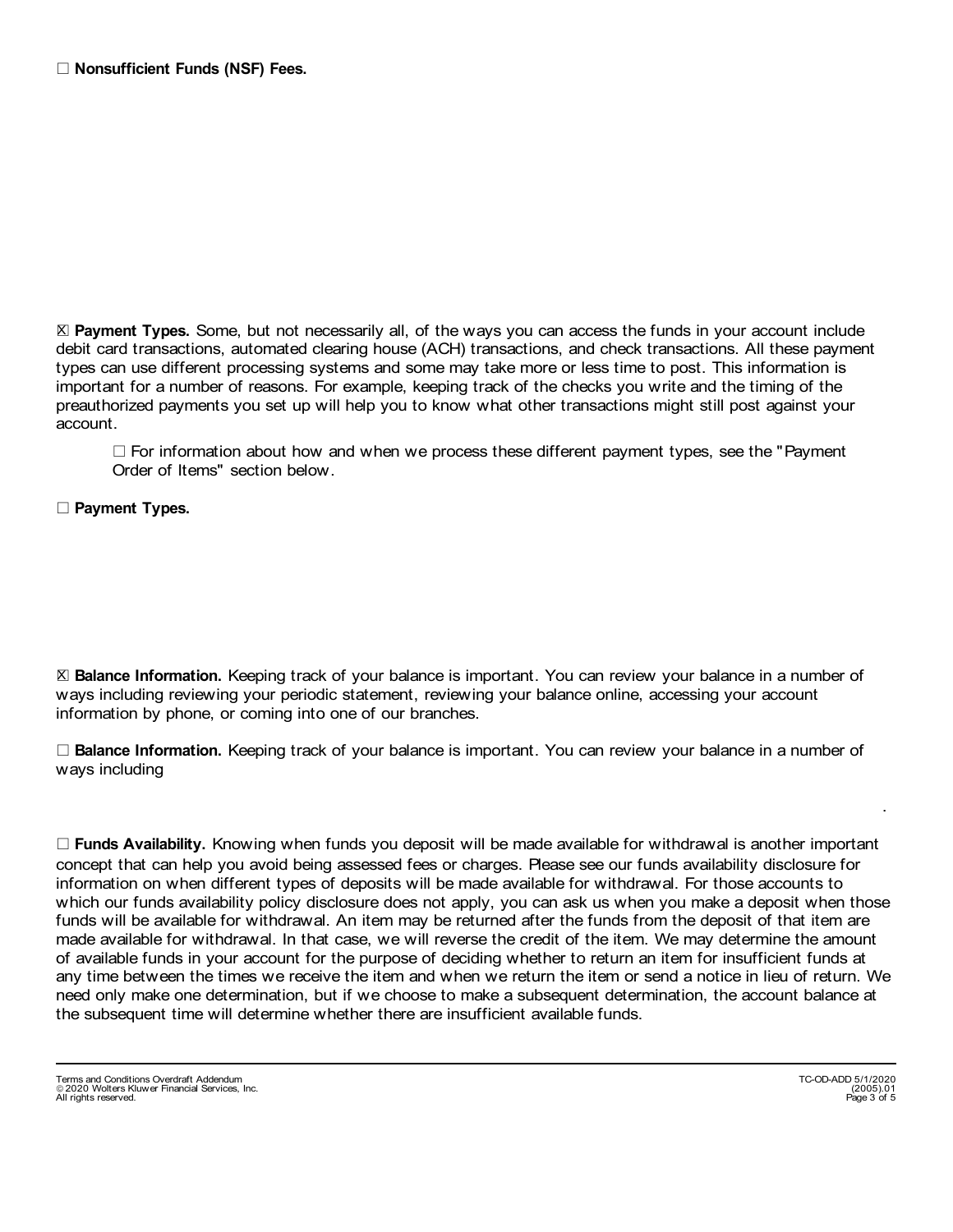☐ **Nonsufficient Funds (NSF) Fees.**

☒ **Payment Types.** Some, but not necessarily all, of the ways you can access the funds in your account include debit card transactions, automated clearing house (ACH) transactions, and check transactions. All these payment types can use different processing systems and some may take more or less time to post. This information is important for a number of reasons. For example, keeping track of the checks you write and the timing of the preauthorized payments you set up will help you to know what other transactions might still post against your account.

> ☐ For information about how and when we process these different payment types, see the "Payment Order of Items" section below.

☐ **Payment Types.**

☒ **Balance Information.** Keeping track of your balance is important. You can review your balance in a number of ways including reviewing your periodic statement, reviewing your balance online, accessing your account information by phone, or coming into one of our branches.

☐ **Balance Information.** Keeping track of your balance is important. You can review your balance in a number of ways including

.

☐ **Funds Availability.** Knowing when funds you deposit will be made available for withdrawal is another important concept that can help you avoid being assessed fees or charges. Please see our funds availability disclosure for information on when different types of deposits will be made available for withdrawal. For those accounts to which our funds availability policy disclosure does not apply, you can ask us when you make a deposit when those funds will be available for withdrawal. An item may be returned after the funds from the deposit of that item are made available for withdrawal. In that case, we will reverse the credit of the item. We may determine the amount of available funds in your account for the purpose of deciding whether to return an item for insufficient funds at any time between the times we receive the item and when we return the item or send a notice in lieu of return. We need only make one determination, but if we choose to make a subsequent determination, the account balance at the subsequent time will determine whether there are insufficient available funds.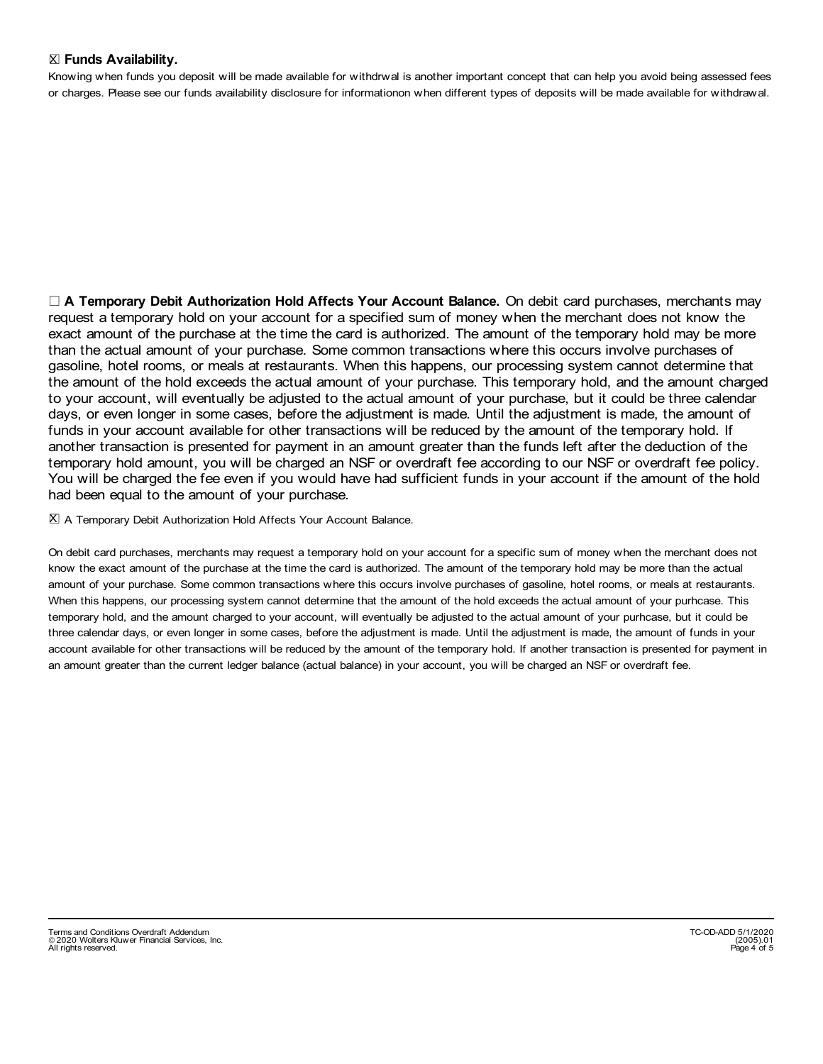☒ **Funds Availability.**

Knowing when funds you deposit will be made available for withdrwal is another important concept that can help you avoid being assessed fees or charges. Please see our funds availability disclosure for informationon when different types of deposits will be made available for withdrawal.

☐ **A Temporary Debit Authorization Hold Affects Your Account Balance.** On debit card purchases, merchants may request a temporary hold on your account for a specified sum of money when the merchant does not know the exact amount of the purchase at the time the card is authorized. The amount of the temporary hold may be more than the actual amount of your purchase. Some common transactions where this occurs involve purchases of gasoline, hotel rooms, or meals at restaurants. When this happens, our processing system cannot determine that the amount of the hold exceeds the actual amount of your purchase. This temporary hold, and the amount charged to your account, will eventually be adjusted to the actual amount of your purchase, but it could be three calendar days, or even longer in some cases, before the adjustment is made. Until the adjustment is made, the amount of funds in your account available for other transactions will be reduced by the amount of the temporary hold. If another transaction is presented for payment in an amount greater than the funds left after the deduction of the temporary hold amount, you will be charged an NSF or overdraft fee according to our NSF or overdraft fee policy. You will be charged the fee even if you would have had sufficient funds in your account if the amount of the hold had been equal to the amount of your purchase.

☒ A Temporary Debit Authorization Hold Affects Your Account Balance.

On debit card purchases, merchants may request a temporary hold on your account for a specific sum of money when the merchant does not know the exact amount of the purchase at the time the card is authorized. The amount of the temporary hold may be more than the actual amount of your purchase. Some common transactions where this occurs involve purchases of gasoline, hotel rooms, or meals at restaurants. When this happens, our processing system cannot determine that the amount of the hold exceeds the actual amount of your purhcase. This temporary hold, and the amount charged to your account, will eventually be adjusted to the actual amount of your purhcase, but it could be three calendar days, or even longer in some cases, before the adjustment is made. Until the adjustment is made, the amount of funds in your account available for other transactions will be reduced by the amount of the temporary hold. If another transaction is presented for payment in an amount greater than the current ledger balance (actual balance) in your account, you will be charged an NSF or overdraft fee.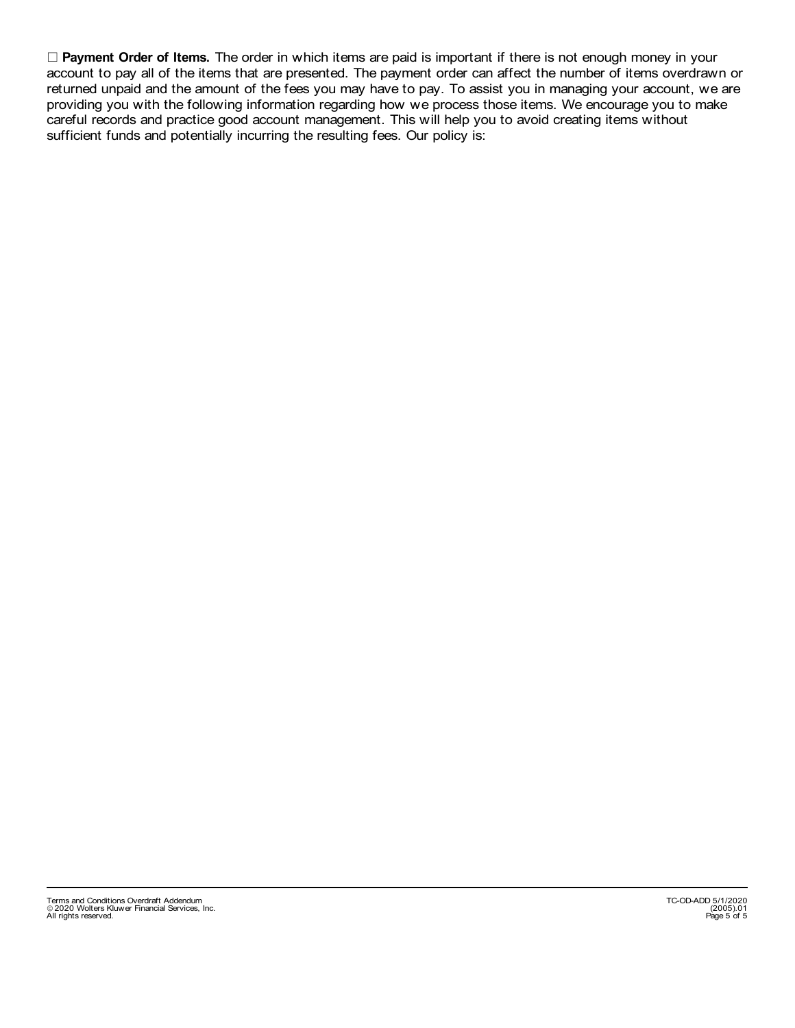☐ **Payment Order of Items.** The order in which items are paid is important if there is not enough money in your account to pay all of the items that are presented. The payment order can affect the number of items overdrawn or returned unpaid and the amount of the fees you may have to pay. To assist you in managing your account, we are providing you with the following information regarding how we process those items. We encourage you to make careful records and practice good account management. This will help you to avoid creating items without sufficient funds and potentially incurring the resulting fees. Our policy is: